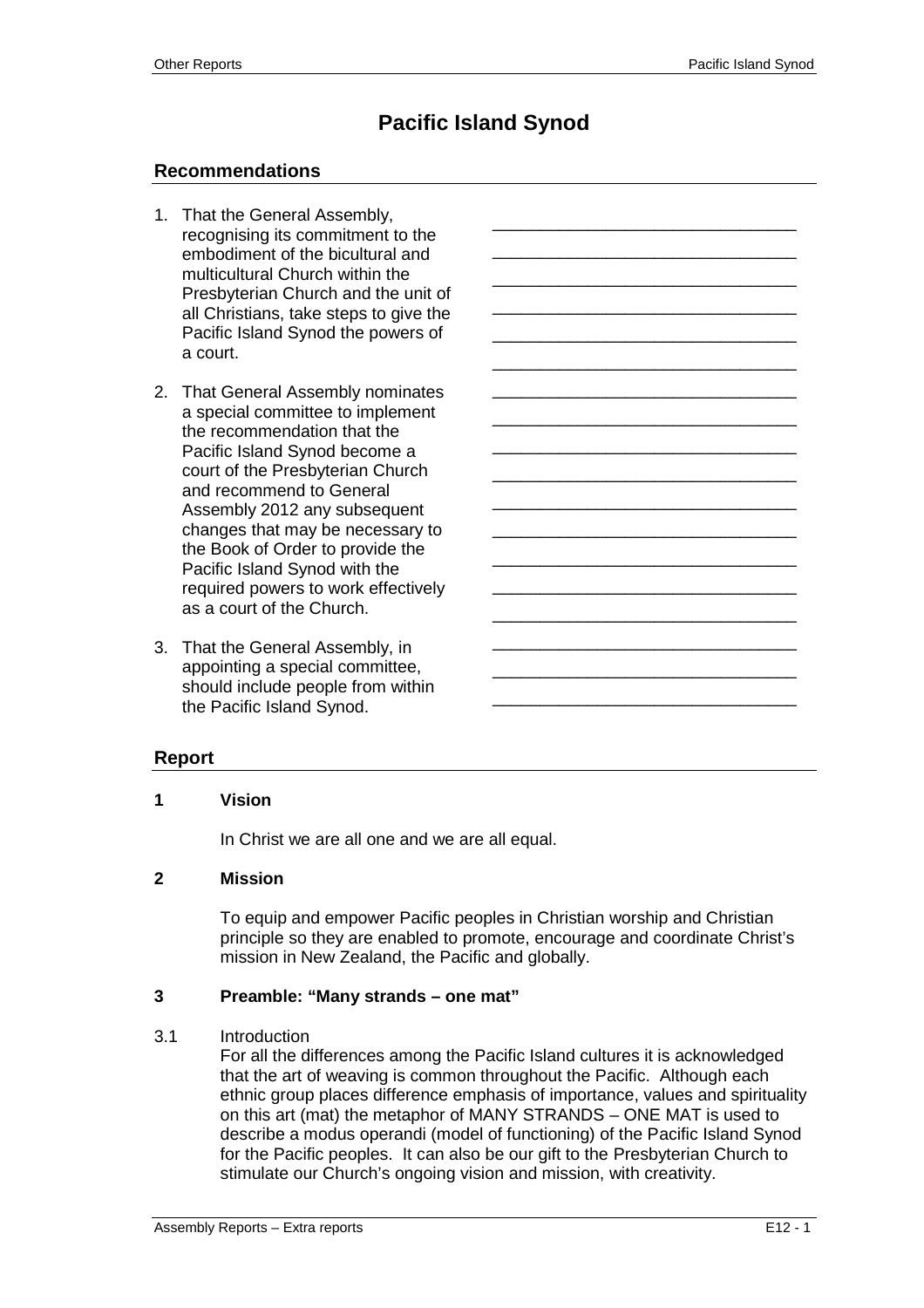# Pacific Island Synod

## Recommendations

1. That the General Assembly, recognising its commitment to the embodiment of the bicultural and multicultural Church within the Presbyterian Church and the unit of all Christians, take steps to give the Pacific Island Synod the powers of a court.

2. That General Assembly nominates a special committee to implement the recommendation that the Pacific Island Synod become a court of the Presbyterian Church and recommend to General Assembly 2012 any subsequent changes that may be necessary to the Book of Order to provide the Pacific Island Synod with the required powers to work effectively as a court of the Church.

3. That the General Assembly, in appointing a special committee, should include people from within the Pacific Island Synod.

## Report

### 1 Vision

In Christ we are all one and we are all equal.

### 2 Mission

To equip and empower Pacific peoples in Christian worship and Christian principle so they are enabled to promote, encourage and coordinate Christ's mission in New Zealand, the Pacific and globally.

### 3 Preamble: "Many strands – one mat"

3.1 Introduction

For all the differences among the Pacific Island cultures it is acknowledged that the art of weaving is common throughout the Pacific. Although each ethnic group places difference emphasis of importance, values and spirituality on this art (mat) the metaphor of MANY STRANDS – ONE MAT is used to describe a modus operandi (model of functioning) of the Pacific Island Synod for the Pacific peoples. It can also be our gift to the Presbyterian Church to stimulate our Church's ongoing vision and mission, with creativity.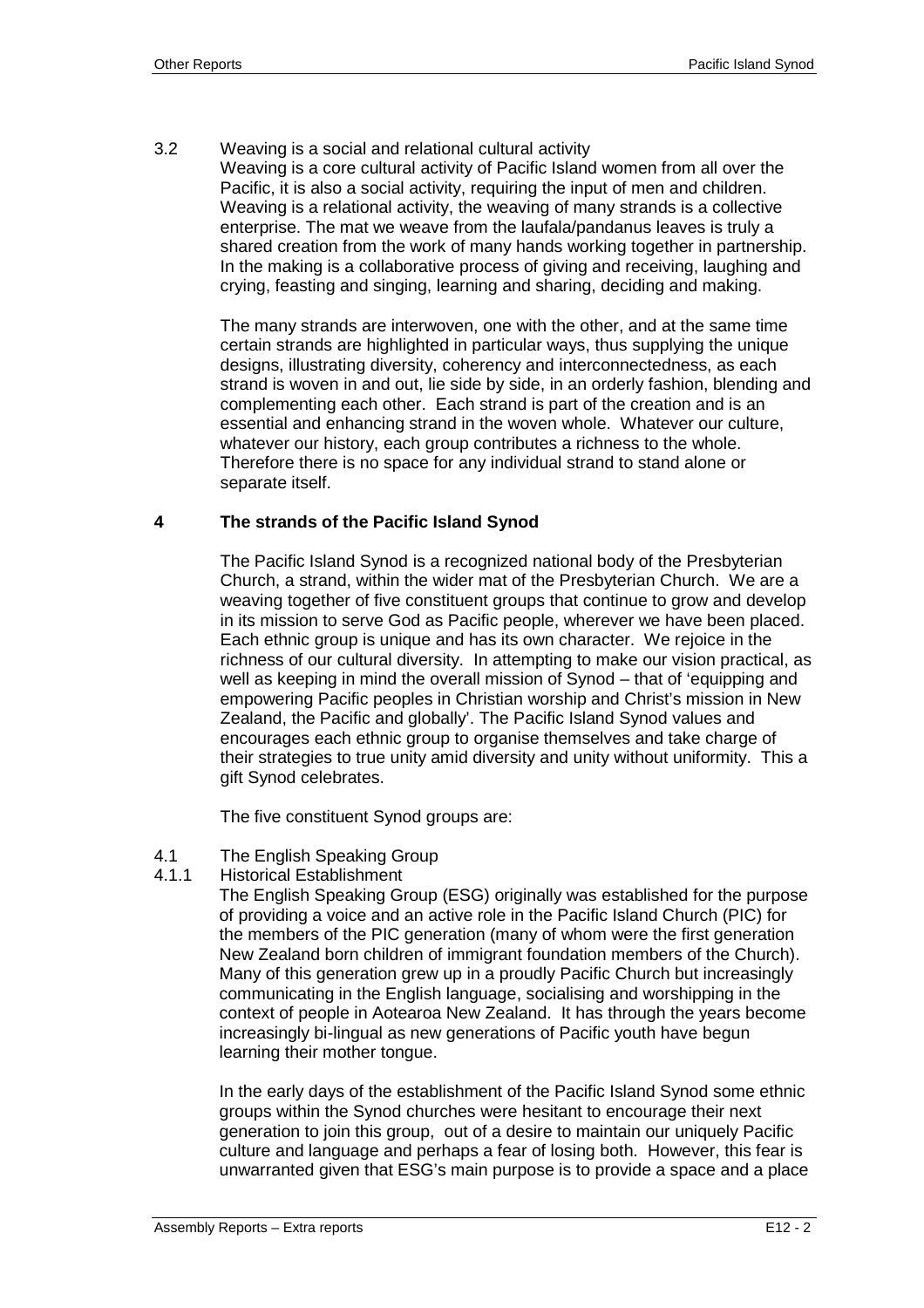3.2 Weaving is a social and relational cultural activity

Weaving is a core cultural activity of Pacific Island women from all over the Pacific, it is also a social activity, requiring the input of men and children. Weaving is a relational activity, the weaving of many strands is a collective enterprise. The mat we weave from the laufala/pandanus leaves is truly a shared creation from the work of many hands working together in partnership. In the making is a collaborative process of giving and receiving, laughing and crying, feasting and singing, learning and sharing, deciding and making.

The many strands are interwoven, one with the other, and at the same time certain strands are highlighted in particular ways, thus supplying the unique designs, illustrating diversity, coherency and interconnectedness, as each strand is woven in and out, lie side by side, in an orderly fashion, blending and complementing each other. Each strand is part of the creation and is an essential and enhancing strand in the woven whole. Whatever our culture, whatever our history, each group contributes a richness to the whole. Therefore there is no space for any individual strand to stand alone or separate itself.

## 4 The strands of the Pacific Island Synod

The Pacific Island Synod is a recognized national body of the Presbyterian Church, a strand, within the wider mat of the Presbyterian Church. We are a weaving together of five constituent groups that continue to grow and develop in its mission to serve God as Pacific people, wherever we have been placed. Each ethnic group is unique and has its own character. We rejoice in the richness of our cultural diversity. In attempting to make our vision practical, as well as keeping in mind the overall mission of Synod – that of 'equipping and empowering Pacific peoples in Christian worship and Christ's mission in New Zealand, the Pacific and globally'. The Pacific Island Synod values and encourages each ethnic group to organise themselves and take charge of their strategies to true unity amid diversity and unity without uniformity. This a gift Synod celebrates.

The five constituent Synod groups are:

4.1 The English Speaking Group

4.1.1 Historical Establishment

The English Speaking Group (ESG) originally was established for the purpose of providing a voice and an active role in the Pacific Island Church (PIC) for the members of the PIC generation (many of whom were the first generation New Zealand born children of immigrant foundation members of the Church). Many of this generation grew up in a proudly Pacific Church but increasingly communicating in the English language, socialising and worshipping in the context of people in Aotearoa New Zealand. It has through the years become increasingly bi-lingual as new generations of Pacific youth have begun learning their mother tongue.

In the early days of the establishment of the Pacific Island Synod some ethnic groups within the Synod churches were hesitant to encourage their next generation to join this group, out of a desire to maintain our uniquely Pacific culture and language and perhaps a fear of losing both. However, this fear is unwarranted given that ESG's main purpose is to provide a space and a place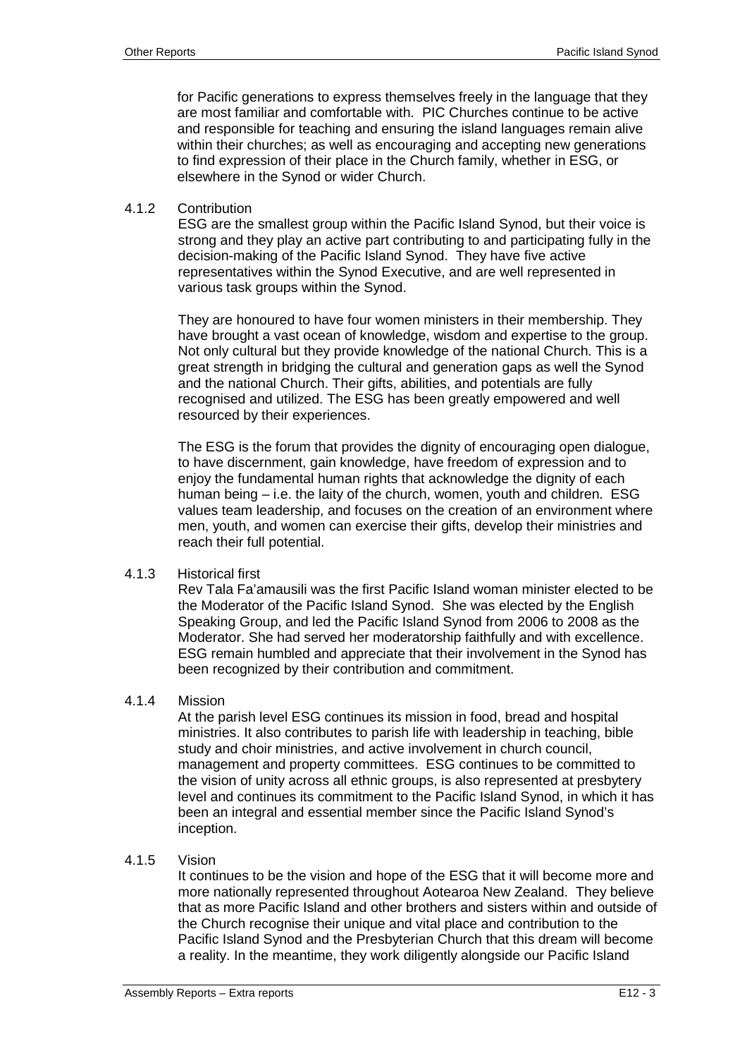for Pacific generations to express themselves freely in the language that they are most familiar and comfortable with. PIC Churches continue to be active and responsible for teaching and ensuring the island languages remain alive within their churches; as well as encouraging and accepting new generations to find expression of their place in the Church family, whether in ESG, or elsewhere in the Synod or wider Church.

4.1.2 Contribution

ESG are the smallest group within the Pacific Island Synod, but their voice is strong and they play an active part contributing to and participating fully in the decision-making of the Pacific Island Synod. They have five active representatives within the Synod Executive, and are well represented in various task groups within the Synod.

They are honoured to have four women ministers in their membership. They have brought a vast ocean of knowledge, wisdom and expertise to the group. Not only cultural but they provide knowledge of the national Church. This is a great strength in bridging the cultural and generation gaps as well the Synod and the national Church. Their gifts, abilities, and potentials are fully recognised and utilized. The ESG has been greatly empowered and well resourced by their experiences.

The ESG is the forum that provides the dignity of encouraging open dialogue, to have discernment, gain knowledge, have freedom of expression and to enjoy the fundamental human rights that acknowledge the dignity of each human being – i.e. the laity of the church, women, youth and children. ESG values team leadership, and focuses on the creation of an environment where men, youth, and women can exercise their gifts, develop their ministries and reach their full potential.

4.1.3 Historical first

Rev Tala Fa'amausili was the first Pacific Island woman minister elected to be the Moderator of the Pacific Island Synod. She was elected by the English Speaking Group, and led the Pacific Island Synod from 2006 to 2008 as the Moderator. She had served her moderatorship faithfully and with excellence. ESG remain humbled and appreciate that their involvement in the Synod has been recognized by their contribution and commitment.

4.1.4 Mission

At the parish level ESG continues its mission in food, bread and hospital ministries. It also contributes to parish life with leadership in teaching, bible study and choir ministries, and active involvement in church council, management and property committees. ESG continues to be committed to the vision of unity across all ethnic groups, is also represented at presbytery level and continues its commitment to the Pacific Island Synod, in which it has been an integral and essential member since the Pacific Island Synod's inception.

4.1.5 Vision

It continues to be the vision and hope of the ESG that it will become more and more nationally represented throughout Aotearoa New Zealand. They believe that as more Pacific Island and other brothers and sisters within and outside of the Church recognise their unique and vital place and contribution to the Pacific Island Synod and the Presbyterian Church that this dream will become a reality. In the meantime, they work diligently alongside our Pacific Island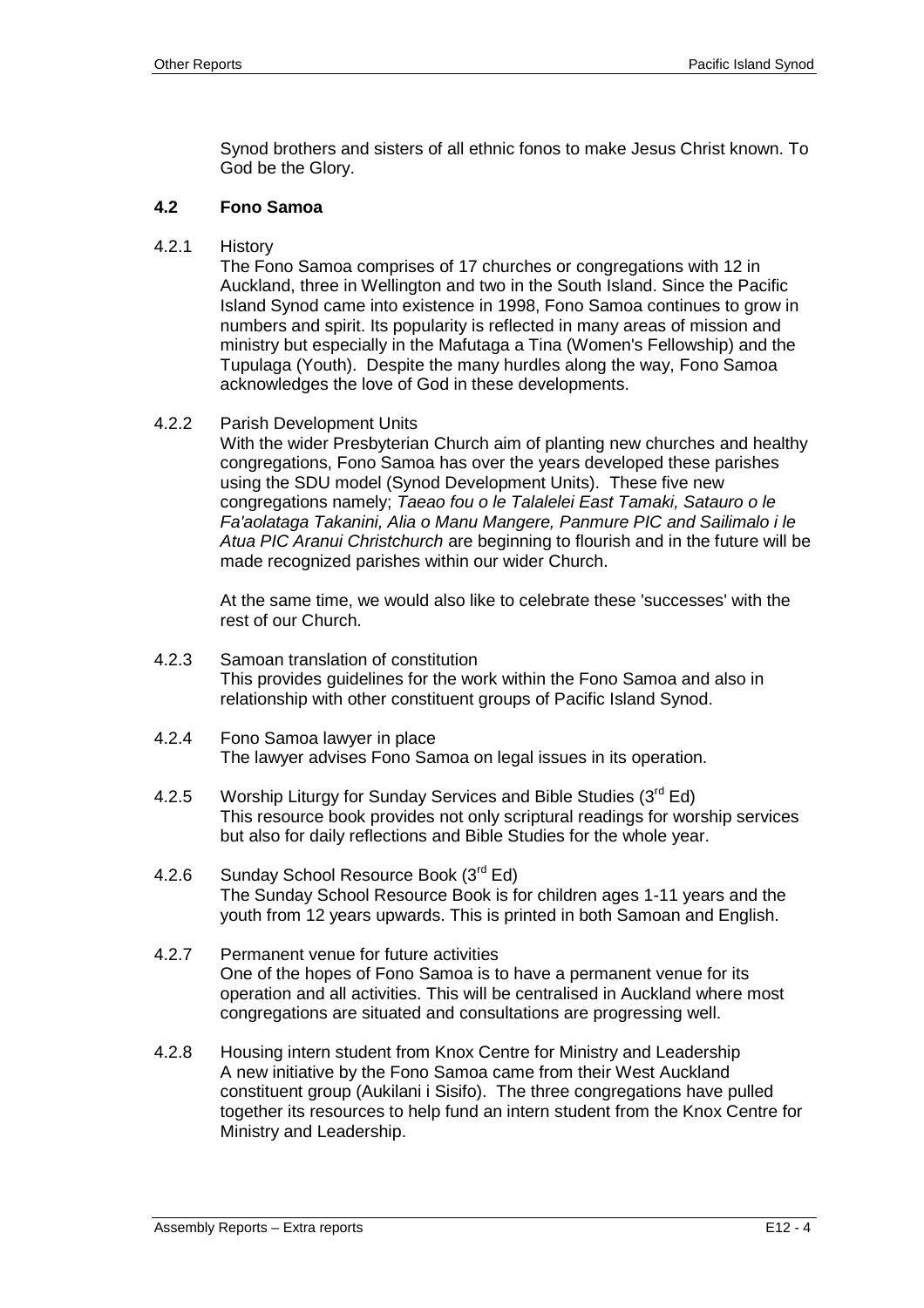Synod brothers and sisters of all ethnic fonos to make Jesus Christ known. To God be the Glory.

### 4.2 Fono Samoa

4.2.1 History

The Fono Samoa comprises of 17 churches or congregations with 12 in Auckland, three in Wellington and two in the South Island. Since the Pacific Island Synod came into existence in 1998, Fono Samoa continues to grow in numbers and spirit. Its popularity is reflected in many areas of mission and ministry but especially in the Mafutaga a Tina (Women's Fellowship) and the Tupulaga (Youth). Despite the many hurdles along the way, Fono Samoa acknowledges the love of God in these developments.

4.2.2 Parish Development Units

With the wider Presbyterian Church aim of planting new churches and healthy congregations, Fono Samoa has over the years developed these parishes using the SDU model (Synod Development Units). These five new congregations namely; *Taeao fou o le Talalelei East Tamaki, Satauro o le Fa'aolataga Takanini, Alia o Manu Mangere, Panmure PIC and Sailimalo i le Atua PIC Aranui Christchurch* are beginning to flourish and in the future will be made recognized parishes within our wider Church.

At the same time, we would also like to celebrate these 'successes' with the rest of our Church.

4.2.3 Samoan translation of constitution

This provides guidelines for the work within the Fono Samoa and also in relationship with other constituent groups of Pacific Island Synod.

4.2.4 Fono Samoa lawyer in place

The lawyer advises Fono Samoa on legal issues in its operation.

4.2.5 Worship Liturgy for Sunday Services and Bible Studies (3rd Ed)

This resource book provides not only scriptural readings for worship services but also for daily reflections and Bible Studies for the whole year.

4.2.6 Sunday School Resource Book (3rd Ed)

The Sunday School Resource Book is for children ages 1-11 years and the youth from 12 years upwards. This is printed in both Samoan and English.

4.2.7 Permanent venue for future activities

One of the hopes of Fono Samoa is to have a permanent venue for its operation and all activities. This will be centralised in Auckland where most congregations are situated and consultations are progressing well.

4.2.8 Housing intern student from Knox Centre for Ministry and Leadership

A new initiative by the Fono Samoa came from their West Auckland constituent group (Aukilani i Sisifo). The three congregations have pulled together its resources to help fund an intern student from the Knox Centre for Ministry and Leadership.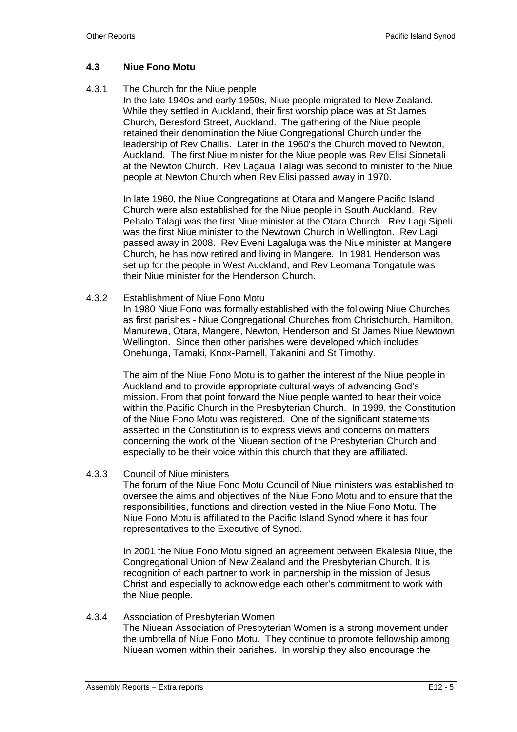### 4.3 Niue Fono Motu

#### 4.3.1 The Church for the Niue people

In the late 1940s and early 1950s, Niue people migrated to New Zealand. While they settled in Auckland, their first worship place was at St James Church, Beresford Street, Auckland. The gathering of the Niue people retained their denomination the Niue Congregational Church under the leadership of Rev Challis. Later in the 1960's the Church moved to Newton, Auckland. The first Niue minister for the Niue people was Rev Elisi Sionetali at the Newton Church. Rev Lagaua Talagi was second to minister to the Niue people at Newton Church when Rev Elisi passed away in 1970.

In late 1960, the Niue Congregations at Otara and Mangere Pacific Island Church were also established for the Niue people in South Auckland. Rev Pehalo Talagi was the first Niue minister at the Otara Church. Rev Lagi Sipeli was the first Niue minister to the Newtown Church in Wellington. Rev Lagi passed away in 2008. Rev Eveni Lagaluga was the Niue minister at Mangere Church, he has now retired and living in Mangere. In 1981 Henderson was set up for the people in West Auckland, and Rev Leomana Tongatule was their Niue minister for the Henderson Church.

#### 4.3.2 Establishment of Niue Fono Motu

In 1980 Niue Fono was formally established with the following Niue Churches as first parishes - Niue Congregational Churches from Christchurch, Hamilton, Manurewa, Otara, Mangere, Newton, Henderson and St James Niue Newtown Wellington. Since then other parishes were developed which includes Onehunga, Tamaki, Knox-Parnell, Takanini and St Timothy.

The aim of the Niue Fono Motu is to gather the interest of the Niue people in Auckland and to provide appropriate cultural ways of advancing God's mission. From that point forward the Niue people wanted to hear their voice within the Pacific Church in the Presbyterian Church. In 1999, the Constitution of the Niue Fono Motu was registered. One of the significant statements asserted in the Constitution is to express views and concerns on matters concerning the work of the Niuean section of the Presbyterian Church and especially to be their voice within this church that they are affiliated.

#### 4.3.3 Council of Niue ministers

The forum of the Niue Fono Motu Council of Niue ministers was established to oversee the aims and objectives of the Niue Fono Motu and to ensure that the responsibilities, functions and direction vested in the Niue Fono Motu. The Niue Fono Motu is affiliated to the Pacific Island Synod where it has four representatives to the Executive of Synod.

In 2001 the Niue Fono Motu signed an agreement between Ekalesia Niue, the Congregational Union of New Zealand and the Presbyterian Church. It is recognition of each partner to work in partnership in the mission of Jesus Christ and especially to acknowledge each other's commitment to work with the Niue people.

#### 4.3.4 Association of Presbyterian Women

The Niuean Association of Presbyterian Women is a strong movement under the umbrella of Niue Fono Motu. They continue to promote fellowship among Niuean women within their parishes. In worship they also encourage the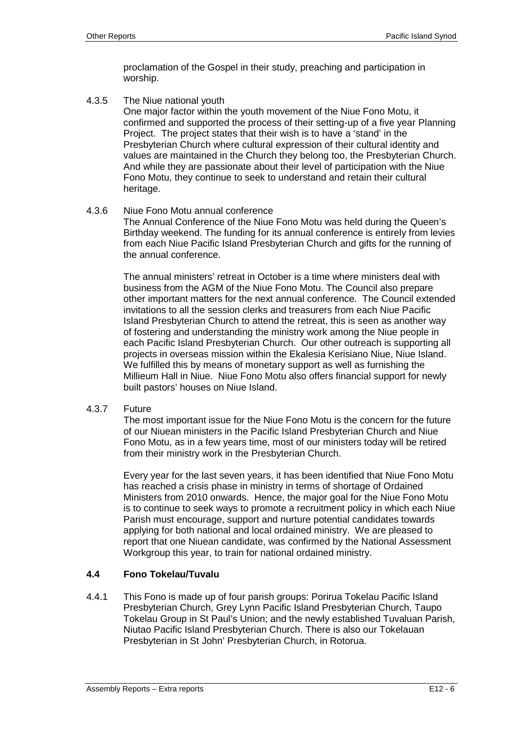proclamation of the Gospel in their study, preaching and participation in worship.

4.3.5 The Niue national youth

One major factor within the youth movement of the Niue Fono Motu, it confirmed and supported the process of their setting-up of a five year Planning Project. The project states that their wish is to have a 'stand' in the Presbyterian Church where cultural expression of their cultural identity and values are maintained in the Church they belong too, the Presbyterian Church. And while they are passionate about their level of participation with the Niue Fono Motu, they continue to seek to understand and retain their cultural heritage.

4.3.6 Niue Fono Motu annual conference

The Annual Conference of the Niue Fono Motu was held during the Queen's Birthday weekend. The funding for its annual conference is entirely from levies from each Niue Pacific Island Presbyterian Church and gifts for the running of the annual conference.

The annual ministers' retreat in October is a time where ministers deal with business from the AGM of the Niue Fono Motu. The Council also prepare other important matters for the next annual conference. The Council extended invitations to all the session clerks and treasurers from each Niue Pacific Island Presbyterian Church to attend the retreat, this is seen as another way of fostering and understanding the ministry work among the Niue people in each Pacific Island Presbyterian Church. Our other outreach is supporting all projects in overseas mission within the Ekalesia Kerisiano Niue, Niue Island. We fulfilled this by means of monetary support as well as furnishing the Millieum Hall in Niue. Niue Fono Motu also offers financial support for newly built pastors' houses on Niue Island.

4.3.7 Future

The most important issue for the Niue Fono Motu is the concern for the future of our Niuean ministers in the Pacific Island Presbyterian Church and Niue Fono Motu, as in a few years time, most of our ministers today will be retired from their ministry work in the Presbyterian Church.

Every year for the last seven years, it has been identified that Niue Fono Motu has reached a crisis phase in ministry in terms of shortage of Ordained Ministers from 2010 onwards. Hence, the major goal for the Niue Fono Motu is to continue to seek ways to promote a recruitment policy in which each Niue Parish must encourage, support and nurture potential candidates towards applying for both national and local ordained ministry. We are pleased to report that one Niuean candidate, was confirmed by the National Assessment Workgroup this year, to train for national ordained ministry.

### 4.4 Fono Tokelau/Tuvalu

4.4.1 This Fono is made up of four parish groups: Porirua Tokelau Pacific Island Presbyterian Church, Grey Lynn Pacific Island Presbyterian Church, Taupo Tokelau Group in St Paul's Union; and the newly established Tuvaluan Parish, Niutao Pacific Island Presbyterian Church. There is also our Tokelauan Presbyterian in St John' Presbyterian Church, in Rotorua.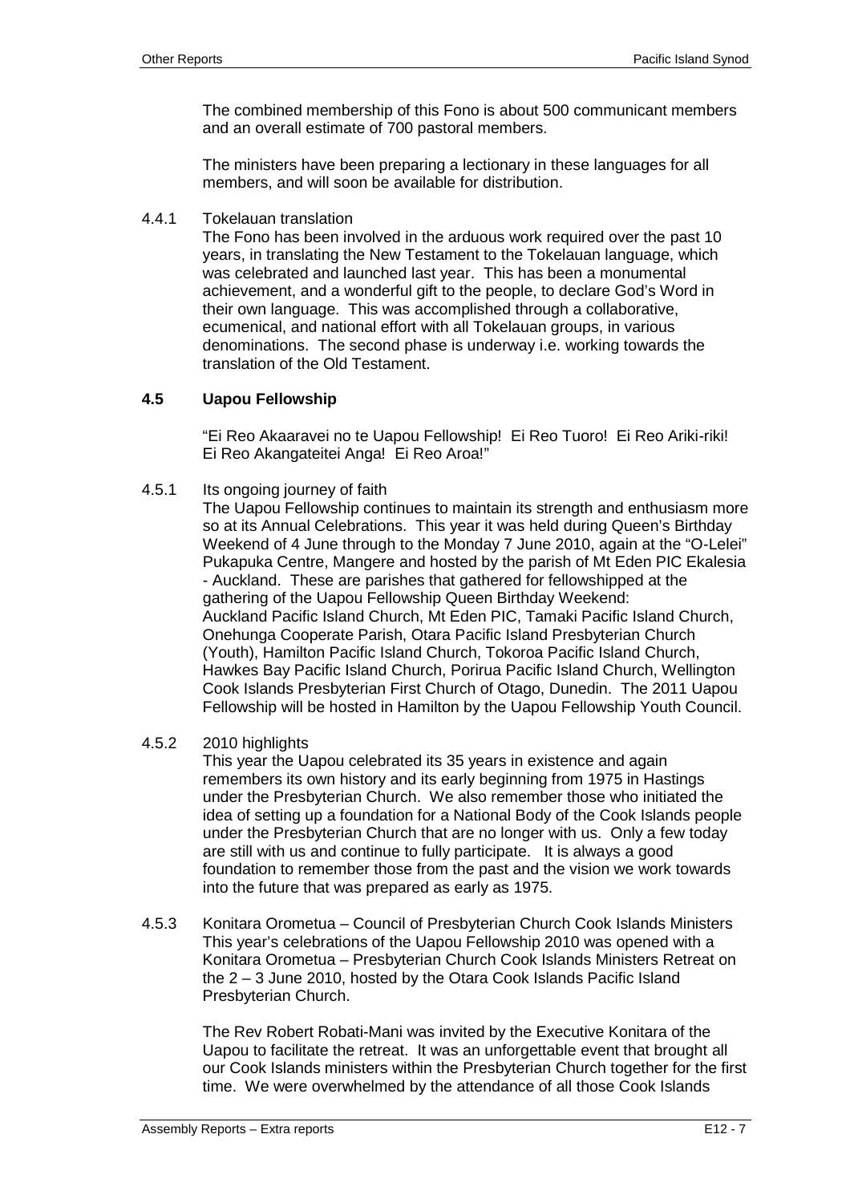The combined membership of this Fono is about 500 communicant members and an overall estimate of 700 pastoral members.

The ministers have been preparing a lectionary in these languages for all members, and will soon be available for distribution.

4.4.1 Tokelauan translation

The Fono has been involved in the arduous work required over the past 10 years, in translating the New Testament to the Tokelauan language, which was celebrated and launched last year. This has been a monumental achievement, and a wonderful gift to the people, to declare God's Word in their own language. This was accomplished through a collaborative, ecumenical, and national effort with all Tokelauan groups, in various denominations. The second phase is underway i.e. working towards the translation of the Old Testament.

### 4.5 Uapou Fellowship

"Ei Reo Akaaravei no te Uapou Fellowship! Ei Reo Tuoro! Ei Reo Ariki-riki! Ei Reo Akangateitei Anga! Ei Reo Aroa!"

4.5.1 Its ongoing journey of faith

The Uapou Fellowship continues to maintain its strength and enthusiasm more so at its Annual Celebrations. This year it was held during Queen's Birthday Weekend of 4 June through to the Monday 7 June 2010, again at the "O-Lelei" Pukapuka Centre, Mangere and hosted by the parish of Mt Eden PIC Ekalesia - Auckland. These are parishes that gathered for fellowshipped at the gathering of the Uapou Fellowship Queen Birthday Weekend: Auckland Pacific Island Church, Mt Eden PIC, Tamaki Pacific Island Church, Onehunga Cooperate Parish, Otara Pacific Island Presbyterian Church (Youth), Hamilton Pacific Island Church, Tokoroa Pacific Island Church, Hawkes Bay Pacific Island Church, Porirua Pacific Island Church, Wellington Cook Islands Presbyterian First Church of Otago, Dunedin. The 2011 Uapou Fellowship will be hosted in Hamilton by the Uapou Fellowship Youth Council.

4.5.2 2010 highlights

This year the Uapou celebrated its 35 years in existence and again remembers its own history and its early beginning from 1975 in Hastings under the Presbyterian Church. We also remember those who initiated the idea of setting up a foundation for a National Body of the Cook Islands people under the Presbyterian Church that are no longer with us. Only a few today are still with us and continue to fully participate. It is always a good foundation to remember those from the past and the vision we work towards into the future that was prepared as early as 1975.

4.5.3 Konitara Orometua – Council of Presbyterian Church Cook Islands Ministers

This year's celebrations of the Uapou Fellowship 2010 was opened with a Konitara Orometua – Presbyterian Church Cook Islands Ministers Retreat on the 2 – 3 June 2010, hosted by the Otara Cook Islands Pacific Island Presbyterian Church.

The Rev Robert Robati-Mani was invited by the Executive Konitara of the Uapou to facilitate the retreat. It was an unforgettable event that brought all our Cook Islands ministers within the Presbyterian Church together for the first time. We were overwhelmed by the attendance of all those Cook Islands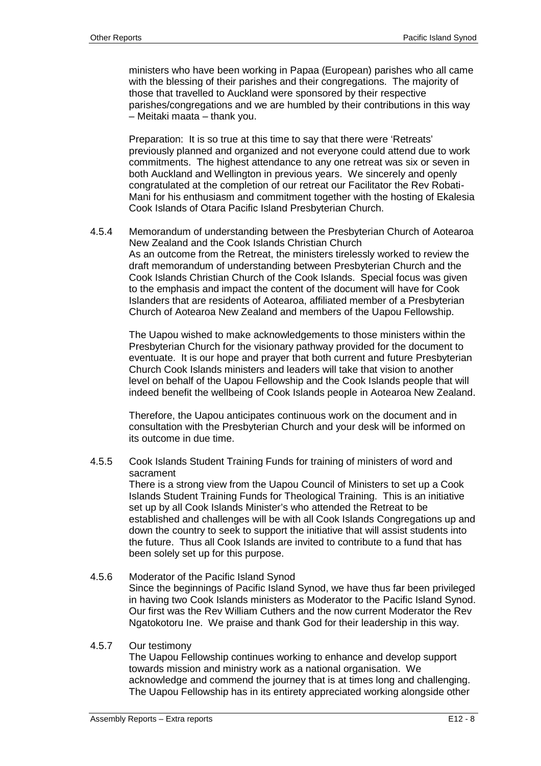ministers who have been working in Papaa (European) parishes who all came with the blessing of their parishes and their congregations. The majority of those that travelled to Auckland were sponsored by their respective parishes/congregations and we are humbled by their contributions in this way – Meitaki maata – thank you.

Preparation: It is so true at this time to say that there were 'Retreats' previously planned and organized and not everyone could attend due to work commitments. The highest attendance to any one retreat was six or seven in both Auckland and Wellington in previous years. We sincerely and openly congratulated at the completion of our retreat our Facilitator the Rev Robati-Mani for his enthusiasm and commitment together with the hosting of Ekalesia Cook Islands of Otara Pacific Island Presbyterian Church.

4.5.4 Memorandum of understanding between the Presbyterian Church of Aotearoa New Zealand and the Cook Islands Christian Church

As an outcome from the Retreat, the ministers tirelessly worked to review the draft memorandum of understanding between Presbyterian Church and the Cook Islands Christian Church of the Cook Islands. Special focus was given to the emphasis and impact the content of the document will have for Cook Islanders that are residents of Aotearoa, affiliated member of a Presbyterian Church of Aotearoa New Zealand and members of the Uapou Fellowship.

The Uapou wished to make acknowledgements to those ministers within the Presbyterian Church for the visionary pathway provided for the document to eventuate. It is our hope and prayer that both current and future Presbyterian Church Cook Islands ministers and leaders will take that vision to another level on behalf of the Uapou Fellowship and the Cook Islands people that will indeed benefit the wellbeing of Cook Islands people in Aotearoa New Zealand.

Therefore, the Uapou anticipates continuous work on the document and in consultation with the Presbyterian Church and your desk will be informed on its outcome in due time.

4.5.5 Cook Islands Student Training Funds for training of ministers of word and sacrament

There is a strong view from the Uapou Council of Ministers to set up a Cook Islands Student Training Funds for Theological Training. This is an initiative set up by all Cook Islands Minister's who attended the Retreat to be established and challenges will be with all Cook Islands Congregations up and down the country to seek to support the initiative that will assist students into the future. Thus all Cook Islands are invited to contribute to a fund that has been solely set up for this purpose.

4.5.6 Moderator of the Pacific Island Synod

Since the beginnings of Pacific Island Synod, we have thus far been privileged in having two Cook Islands ministers as Moderator to the Pacific Island Synod. Our first was the Rev William Cuthers and the now current Moderator the Rev Ngatokotoru Ine. We praise and thank God for their leadership in this way.

4.5.7 Our testimony

The Uapou Fellowship continues working to enhance and develop support towards mission and ministry work as a national organisation. We acknowledge and commend the journey that is at times long and challenging. The Uapou Fellowship has in its entirety appreciated working alongside other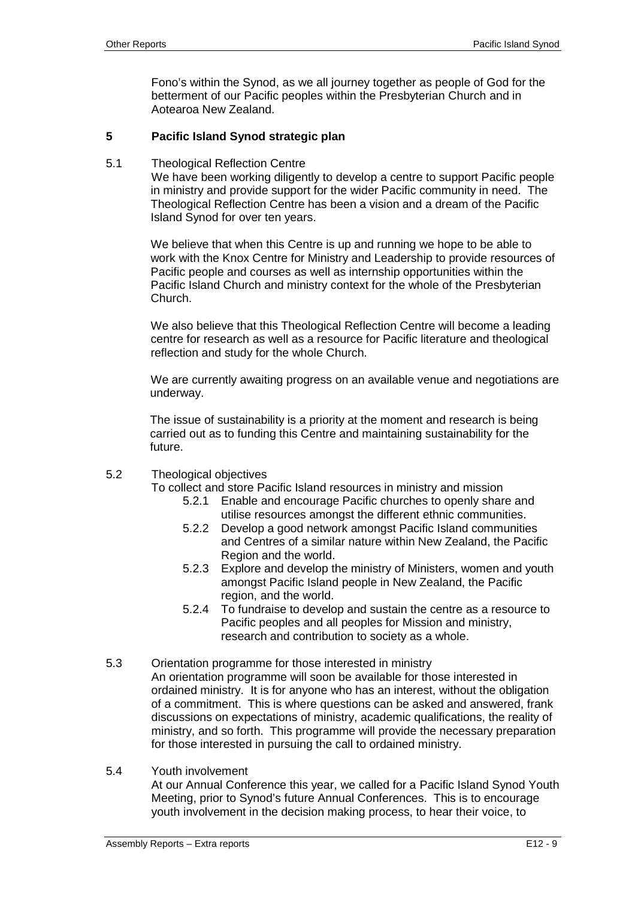Fono's within the Synod, as we all journey together as people of God for the betterment of our Pacific peoples within the Presbyterian Church and in Aotearoa New Zealand.

## 5 Pacific Island Synod strategic plan

### 5.1 Theological Reflection Centre

We have been working diligently to develop a centre to support Pacific people in ministry and provide support for the wider Pacific community in need. The Theological Reflection Centre has been a vision and a dream of the Pacific Island Synod for over ten years.

We believe that when this Centre is up and running we hope to be able to work with the Knox Centre for Ministry and Leadership to provide resources of Pacific people and courses as well as internship opportunities within the Pacific Island Church and ministry context for the whole of the Presbyterian Church.

We also believe that this Theological Reflection Centre will become a leading centre for research as well as a resource for Pacific literature and theological reflection and study for the whole Church.

We are currently awaiting progress on an available venue and negotiations are underway.

The issue of sustainability is a priority at the moment and research is being carried out as to funding this Centre and maintaining sustainability for the future.

### 5.2 Theological objectives

To collect and store Pacific Island resources in ministry and mission

- 5.2.1 Enable and encourage Pacific churches to openly share and utilise resources amongst the different ethnic communities.
- 5.2.2 Develop a good network amongst Pacific Island communities and Centres of a similar nature within New Zealand, the Pacific Region and the world.
- 5.2.3 Explore and develop the ministry of Ministers, women and youth amongst Pacific Island people in New Zealand, the Pacific region, and the world.
- 5.2.4 To fundraise to develop and sustain the centre as a resource to Pacific peoples and all peoples for Mission and ministry, research and contribution to society as a whole.

### 5.3 Orientation programme for those interested in ministry

An orientation programme will soon be available for those interested in ordained ministry. It is for anyone who has an interest, without the obligation of a commitment. This is where questions can be asked and answered, frank discussions on expectations of ministry, academic qualifications, the reality of ministry, and so forth. This programme will provide the necessary preparation for those interested in pursuing the call to ordained ministry.

### 5.4 Youth involvement

At our Annual Conference this year, we called for a Pacific Island Synod Youth Meeting, prior to Synod's future Annual Conferences. This is to encourage youth involvement in the decision making process, to hear their voice, to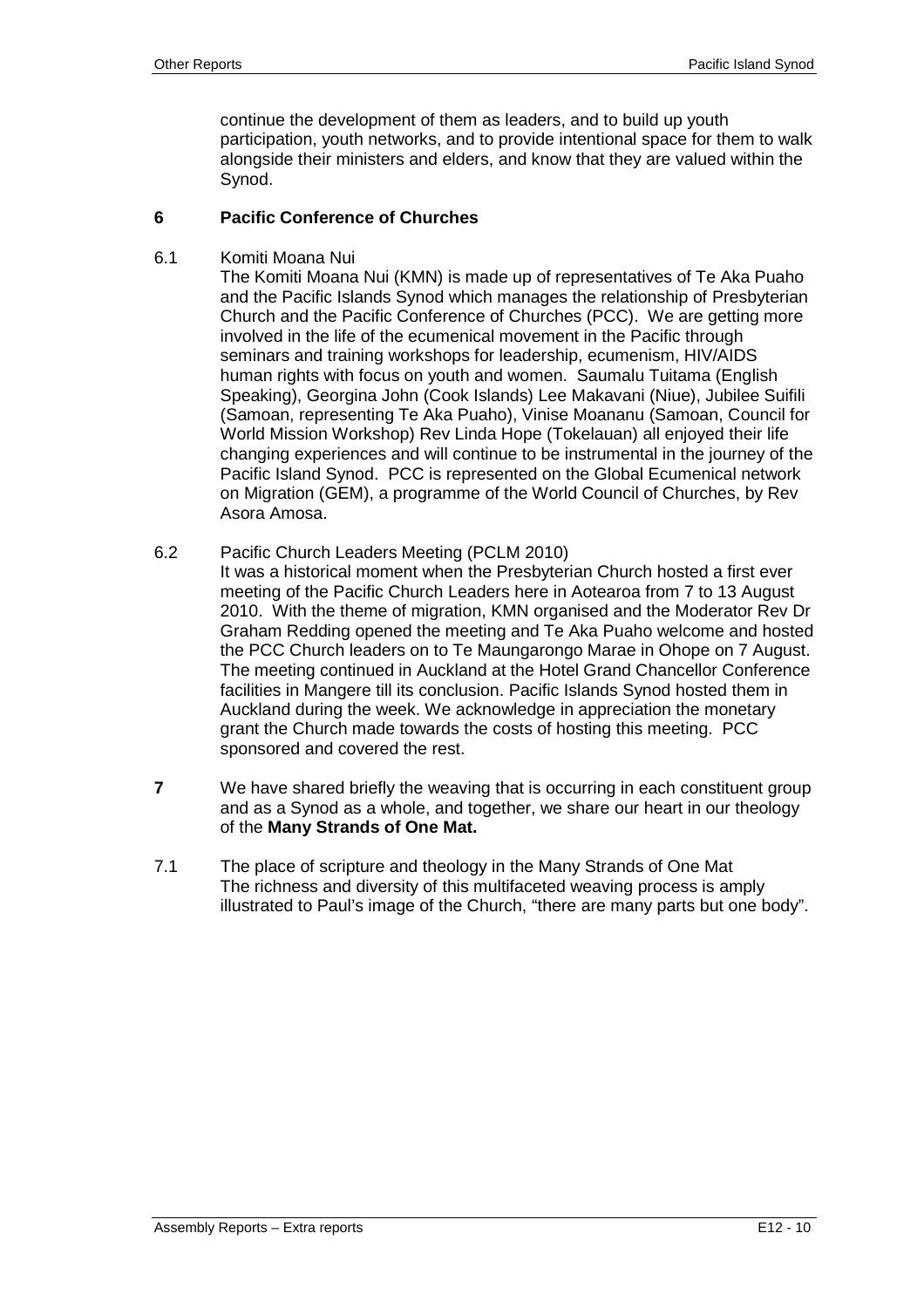continue the development of them as leaders, and to build up youth participation, youth networks, and to provide intentional space for them to walk alongside their ministers and elders, and know that they are valued within the Synod.

## 6 Pacific Conference of Churches

6.1 Komiti Moana Nui

The Komiti Moana Nui (KMN) is made up of representatives of Te Aka Puaho and the Pacific Islands Synod which manages the relationship of Presbyterian Church and the Pacific Conference of Churches (PCC). We are getting more involved in the life of the ecumenical movement in the Pacific through seminars and training workshops for leadership, ecumenism, HIV/AIDS human rights with focus on youth and women. Saumalu Tuitama (English Speaking), Georgina John (Cook Islands) Lee Makavani (Niue), Jubilee Suifili (Samoan, representing Te Aka Puaho), Vinise Moananu (Samoan, Council for World Mission Workshop) Rev Linda Hope (Tokelauan) all enjoyed their life changing experiences and will continue to be instrumental in the journey of the Pacific Island Synod. PCC is represented on the Global Ecumenical network on Migration (GEM), a programme of the World Council of Churches, by Rev Asora Amosa.

6.2 Pacific Church Leaders Meeting (PCLM 2010)

It was a historical moment when the Presbyterian Church hosted a first ever meeting of the Pacific Church Leaders here in Aotearoa from 7 to 13 August 2010. With the theme of migration, KMN organised and the Moderator Rev Dr Graham Redding opened the meeting and Te Aka Puaho welcome and hosted the PCC Church leaders on to Te Maungarongo Marae in Ohope on 7 August. The meeting continued in Auckland at the Hotel Grand Chancellor Conference facilities in Mangere till its conclusion. Pacific Islands Synod hosted them in Auckland during the week. We acknowledge in appreciation the monetary grant the Church made towards the costs of hosting this meeting. PCC sponsored and covered the rest.

**7** We have shared briefly the weaving that is occurring in each constituent group and as a Synod as a whole, and together, we share our heart in our theology of the **Many Strands of One Mat.**

7.1 The place of scripture and theology in the Many Strands of One Mat

The richness and diversity of this multifaceted weaving process is amply illustrated to Paul's image of the Church, "there are many parts but one body".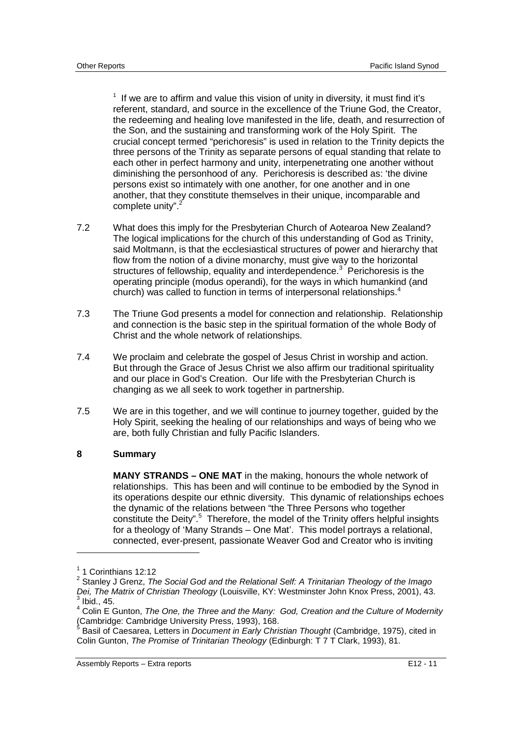[1] If we are to affirm and value this vision of unity in diversity, it must find it's referent, standard, and source in the excellence of the Triune God, the Creator, the redeeming and healing love manifested in the life, death, and resurrection of the Son, and the sustaining and transforming work of the Holy Spirit. The crucial concept termed "perichoresis" is used in relation to the Trinity depicts the three persons of the Trinity as separate persons of equal standing that relate to each other in perfect harmony and unity, interpenetrating one another without diminishing the personhood of any. Perichoresis is described as: 'the divine persons exist so intimately with one another, for one another and in one another, that they constitute themselves in their unique, incomparable and complete unity".[2]

7.2 What does this imply for the Presbyterian Church of Aotearoa New Zealand? The logical implications for the church of this understanding of God as Trinity, said Moltmann, is that the ecclesiastical structures of power and hierarchy that flow from the notion of a divine monarchy, must give way to the horizontal structures of fellowship, equality and interdependence.[3] Perichoresis is the operating principle (modus operandi), for the ways in which humankind (and church) was called to function in terms of interpersonal relationships.[4]

7.3 The Triune God presents a model for connection and relationship. Relationship and connection is the basic step in the spiritual formation of the whole Body of Christ and the whole network of relationships.

7.4 We proclaim and celebrate the gospel of Jesus Christ in worship and action. But through the Grace of Jesus Christ we also affirm our traditional spirituality and our place in God's Creation. Our life with the Presbyterian Church is changing as we all seek to work together in partnership.

7.5 We are in this together, and we will continue to journey together, guided by the Holy Spirit, seeking the healing of our relationships and ways of being who we are, both fully Christian and fully Pacific Islanders.

## 8 Summary

**MANY STRANDS – ONE MAT** in the making, honours the whole network of relationships. This has been and will continue to be embodied by the Synod in its operations despite our ethnic diversity. This dynamic of relationships echoes the dynamic of the relations between "the Three Persons who together constitute the Deity".[5] Therefore, the model of the Trinity offers helpful insights for a theology of 'Many Strands – One Mat'. This model portrays a relational, connected, ever-present, passionate Weaver God and Creator who is inviting

---

[1] 1 Corinthians 12:12

[2] Stanley J Grenz, *The Social God and the Relational Self: A Trinitarian Theology of the Imago Dei, The Matrix of Christian Theology* (Louisville, KY: Westminster John Knox Press, 2001), 43.

[3] Ibid., 45.

[4] Colin E Gunton, *The One, the Three and the Many: God, Creation and the Culture of Modernity* (Cambridge: Cambridge University Press, 1993), 168.

[5] Basil of Caesarea, Letters in *Document in Early Christian Thought* (Cambridge, 1975), cited in Colin Gunton, *The Promise of Trinitarian Theology* (Edinburgh: T 7 T Clark, 1993), 81.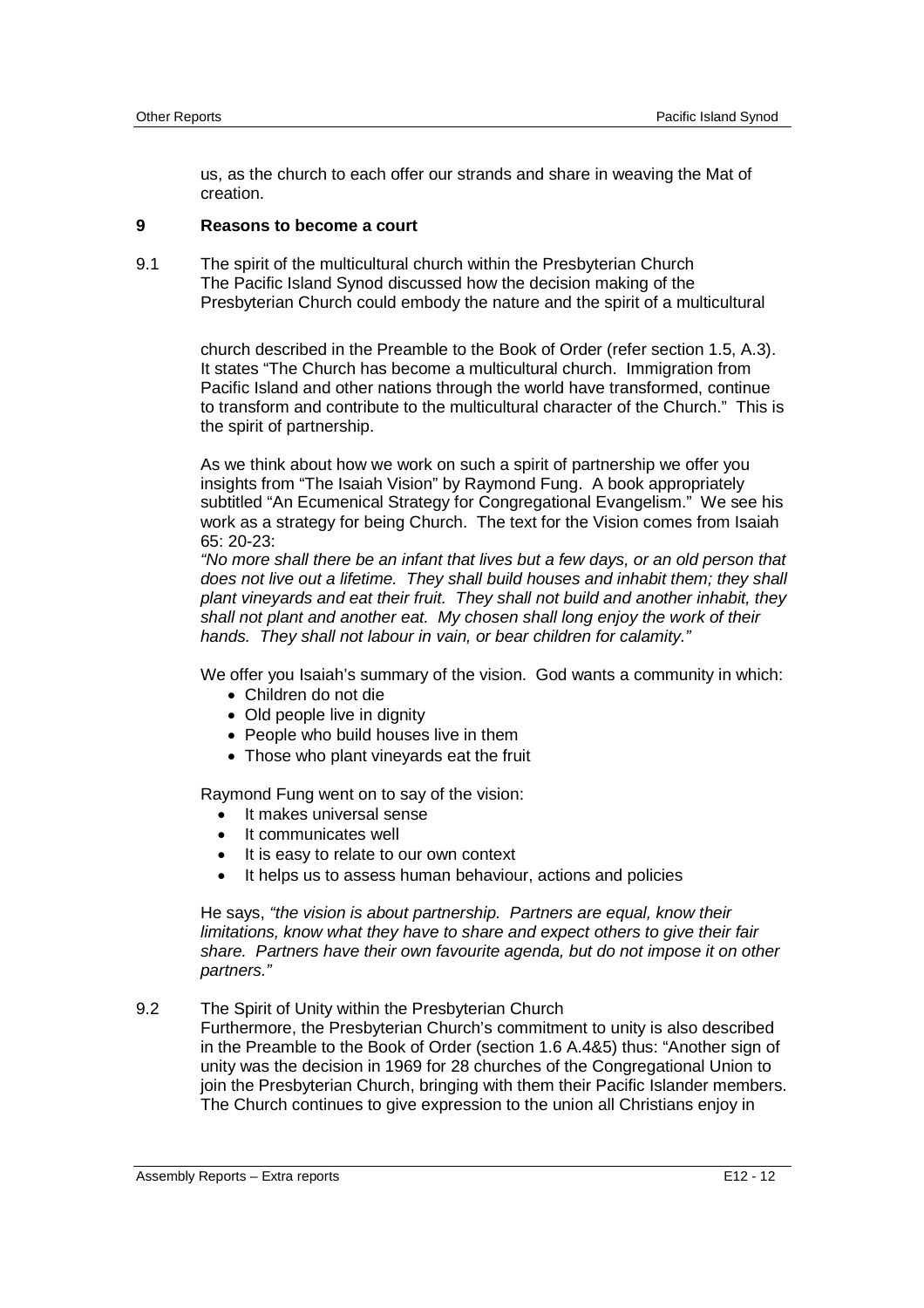us, as the church to each offer our strands and share in weaving the Mat of creation.

## 9 Reasons to become a court

9.1 The spirit of the multicultural church within the Presbyterian Church
The Pacific Island Synod discussed how the decision making of the Presbyterian Church could embody the nature and the spirit of a multicultural church described in the Preamble to the Book of Order (refer section 1.5, A.3). It states "The Church has become a multicultural church. Immigration from Pacific Island and other nations through the world have transformed, continue to transform and contribute to the multicultural character of the Church." This is the spirit of partnership.

As we think about how we work on such a spirit of partnership we offer you insights from "The Isaiah Vision" by Raymond Fung. A book appropriately subtitled "An Ecumenical Strategy for Congregational Evangelism." We see his work as a strategy for being Church. The text for the Vision comes from Isaiah 65: 20-23:
*"No more shall there be an infant that lives but a few days, or an old person that does not live out a lifetime. They shall build houses and inhabit them; they shall plant vineyards and eat their fruit. They shall not build and another inhabit, they shall not plant and another eat. My chosen shall long enjoy the work of their hands. They shall not labour in vain, or bear children for calamity."*

We offer you Isaiah's summary of the vision. God wants a community in which:

- Children do not die
- Old people live in dignity
- People who build houses live in them
- Those who plant vineyards eat the fruit

Raymond Fung went on to say of the vision:

- It makes universal sense
- It communicates well
- It is easy to relate to our own context
- It helps us to assess human behaviour, actions and policies

He says, *"the vision is about partnership. Partners are equal, know their limitations, know what they have to share and expect others to give their fair share. Partners have their own favourite agenda, but do not impose it on other partners."*

9.2 The Spirit of Unity within the Presbyterian Church
Furthermore, the Presbyterian Church's commitment to unity is also described in the Preamble to the Book of Order (section 1.6 A.4&5) thus: "Another sign of unity was the decision in 1969 for 28 churches of the Congregational Union to join the Presbyterian Church, bringing with them their Pacific Islander members. The Church continues to give expression to the union all Christians enjoy in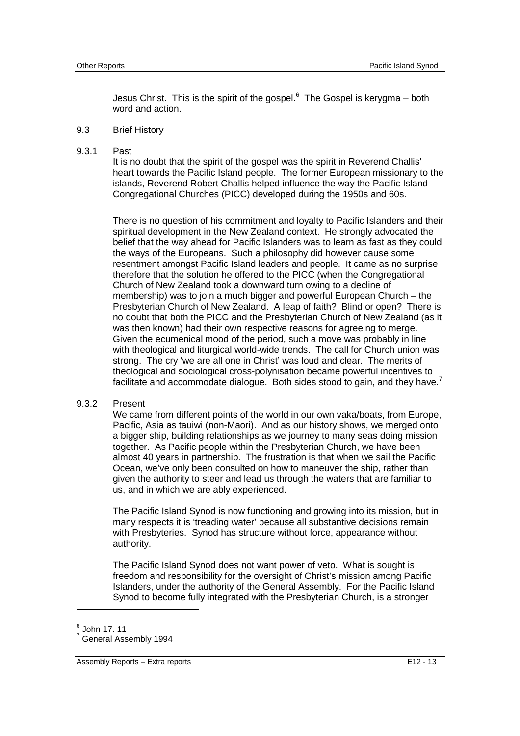Jesus Christ. This is the spirit of the gospel.[6] The Gospel is kerygma – both word and action.

### 9.3 Brief History

#### 9.3.1 Past

It is no doubt that the spirit of the gospel was the spirit in Reverend Challis' heart towards the Pacific Island people. The former European missionary to the islands, Reverend Robert Challis helped influence the way the Pacific Island Congregational Churches (PICC) developed during the 1950s and 60s.

There is no question of his commitment and loyalty to Pacific Islanders and their spiritual development in the New Zealand context. He strongly advocated the belief that the way ahead for Pacific Islanders was to learn as fast as they could the ways of the Europeans. Such a philosophy did however cause some resentment amongst Pacific Island leaders and people. It came as no surprise therefore that the solution he offered to the PICC (when the Congregational Church of New Zealand took a downward turn owing to a decline of membership) was to join a much bigger and powerful European Church – the Presbyterian Church of New Zealand. A leap of faith? Blind or open? There is no doubt that both the PICC and the Presbyterian Church of New Zealand (as it was then known) had their own respective reasons for agreeing to merge. Given the ecumenical mood of the period, such a move was probably in line with theological and liturgical world-wide trends. The call for Church union was strong. The cry 'we are all one in Christ' was loud and clear. The merits of theological and sociological cross-polynisation became powerful incentives to facilitate and accommodate dialogue. Both sides stood to gain, and they have.[7]

#### 9.3.2 Present

We came from different points of the world in our own vaka/boats, from Europe, Pacific, Asia as tauiwi (non-Maori). And as our history shows, we merged onto a bigger ship, building relationships as we journey to many seas doing mission together. As Pacific people within the Presbyterian Church, we have been almost 40 years in partnership. The frustration is that when we sail the Pacific Ocean, we've only been consulted on how to maneuver the ship, rather than given the authority to steer and lead us through the waters that are familiar to us, and in which we are ably experienced.

The Pacific Island Synod is now functioning and growing into its mission, but in many respects it is 'treading water' because all substantive decisions remain with Presbyteries. Synod has structure without force, appearance without authority.

The Pacific Island Synod does not want power of veto. What is sought is freedom and responsibility for the oversight of Christ's mission among Pacific Islanders, under the authority of the General Assembly. For the Pacific Island Synod to become fully integrated with the Presbyterian Church, is a stronger

---

[6] John 17. 11

[7] General Assembly 1994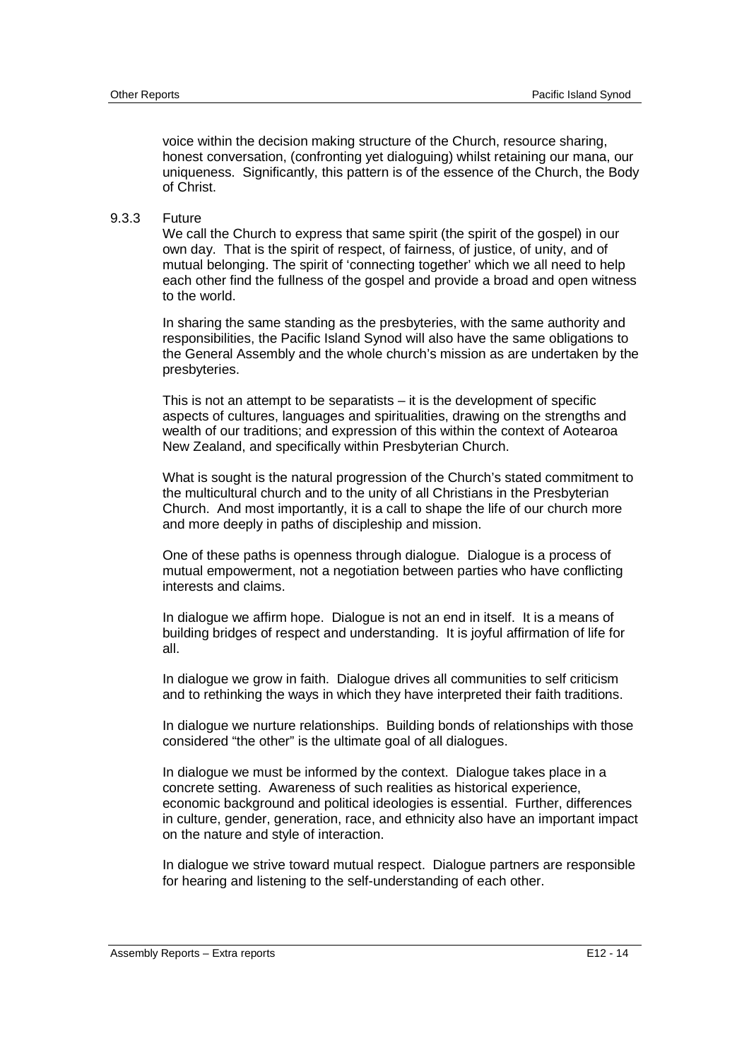voice within the decision making structure of the Church, resource sharing, honest conversation, (confronting yet dialoguing) whilst retaining our mana, our uniqueness. Significantly, this pattern is of the essence of the Church, the Body of Christ.

#### 9.3.3 Future

We call the Church to express that same spirit (the spirit of the gospel) in our own day. That is the spirit of respect, of fairness, of justice, of unity, and of mutual belonging. The spirit of 'connecting together' which we all need to help each other find the fullness of the gospel and provide a broad and open witness to the world.

In sharing the same standing as the presbyteries, with the same authority and responsibilities, the Pacific Island Synod will also have the same obligations to the General Assembly and the whole church's mission as are undertaken by the presbyteries.

This is not an attempt to be separatists – it is the development of specific aspects of cultures, languages and spiritualities, drawing on the strengths and wealth of our traditions; and expression of this within the context of Aotearoa New Zealand, and specifically within Presbyterian Church.

What is sought is the natural progression of the Church's stated commitment to the multicultural church and to the unity of all Christians in the Presbyterian Church. And most importantly, it is a call to shape the life of our church more and more deeply in paths of discipleship and mission.

One of these paths is openness through dialogue. Dialogue is a process of mutual empowerment, not a negotiation between parties who have conflicting interests and claims.

In dialogue we affirm hope. Dialogue is not an end in itself. It is a means of building bridges of respect and understanding. It is joyful affirmation of life for all.

In dialogue we grow in faith. Dialogue drives all communities to self criticism and to rethinking the ways in which they have interpreted their faith traditions.

In dialogue we nurture relationships. Building bonds of relationships with those considered "the other" is the ultimate goal of all dialogues.

In dialogue we must be informed by the context. Dialogue takes place in a concrete setting. Awareness of such realities as historical experience, economic background and political ideologies is essential. Further, differences in culture, gender, generation, race, and ethnicity also have an important impact on the nature and style of interaction.

In dialogue we strive toward mutual respect. Dialogue partners are responsible for hearing and listening to the self-understanding of each other.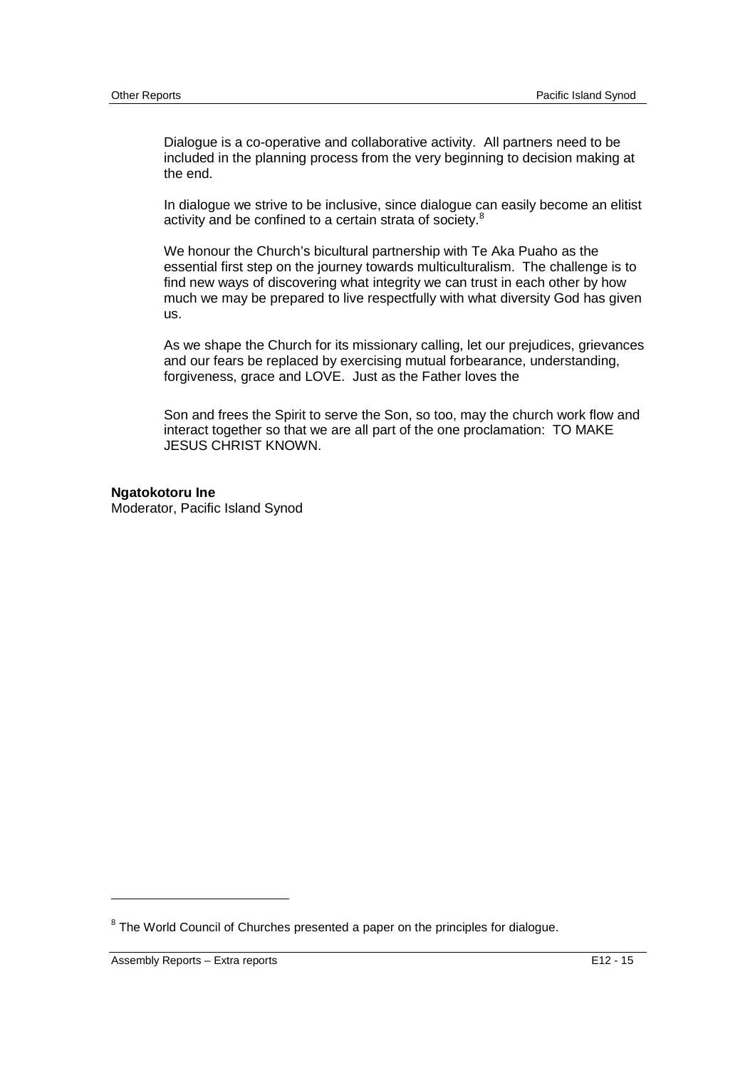Dialogue is a co-operative and collaborative activity. All partners need to be included in the planning process from the very beginning to decision making at the end.

In dialogue we strive to be inclusive, since dialogue can easily become an elitist activity and be confined to a certain strata of society.[8]

We honour the Church's bicultural partnership with Te Aka Puaho as the essential first step on the journey towards multiculturalism. The challenge is to find new ways of discovering what integrity we can trust in each other by how much we may be prepared to live respectfully with what diversity God has given us.

As we shape the Church for its missionary calling, let our prejudices, grievances and our fears be replaced by exercising mutual forbearance, understanding, forgiveness, grace and LOVE. Just as the Father loves the

Son and frees the Spirit to serve the Son, so too, may the church work flow and interact together so that we are all part of the one proclamation: TO MAKE JESUS CHRIST KNOWN.

**Ngatokotoru Ine**
Moderator, Pacific Island Synod

[8] The World Council of Churches presented a paper on the principles for dialogue.